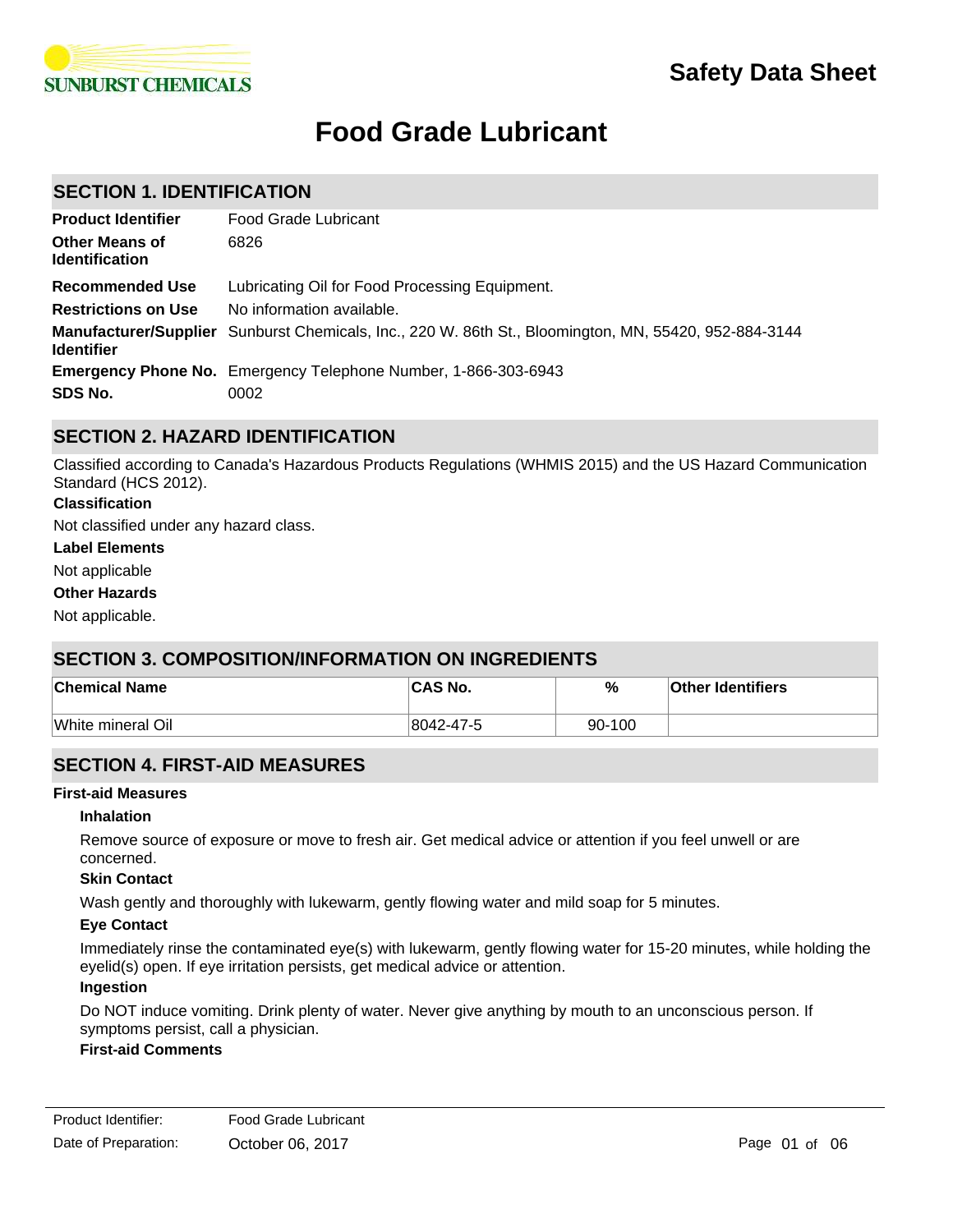SUNBURST CHEMICALS

# Safety Data Sheet

# Food Grade Lubricant

## SECTION 1. IDENTIFICATION

| | |
|---|---|
| **Product Identifier** | Food Grade Lubricant |
| **Other Means of Identification** | 6826 |
| **Recommended Use** | Lubricating Oil for Food Processing Equipment. |
| **Restrictions on Use** | No information available. |
| **Manufacturer/Supplier Identifier** | Sunburst Chemicals, Inc., 220 W. 86th St., Bloomington, MN, 55420, 952-884-3144 |
| **Emergency Phone No.** | Emergency Telephone Number, 1-866-303-6943 |
| **SDS No.** | 0002 |

## SECTION 2. HAZARD IDENTIFICATION

Classified according to Canada's Hazardous Products Regulations (WHMIS 2015) and the US Hazard Communication Standard (HCS 2012).

**Classification**

Not classified under any hazard class.

**Label Elements**

Not applicable

**Other Hazards**

Not applicable.

## SECTION 3. COMPOSITION/INFORMATION ON INGREDIENTS

| Chemical Name | CAS No. | % | Other Identifiers |
|---|---|---|---|
| White mineral Oil | 8042-47-5 | 90-100 | |

## SECTION 4. FIRST-AID MEASURES

**First-aid Measures**

**Inhalation**

Remove source of exposure or move to fresh air. Get medical advice or attention if you feel unwell or are concerned.

**Skin Contact**

Wash gently and thoroughly with lukewarm, gently flowing water and mild soap for 5 minutes.

**Eye Contact**

Immediately rinse the contaminated eye(s) with lukewarm, gently flowing water for 15-20 minutes, while holding the eyelid(s) open. If eye irritation persists, get medical advice or attention.

**Ingestion**

Do NOT induce vomiting. Drink plenty of water. Never give anything by mouth to an unconscious person. If symptoms persist, call a physician.

**First-aid Comments**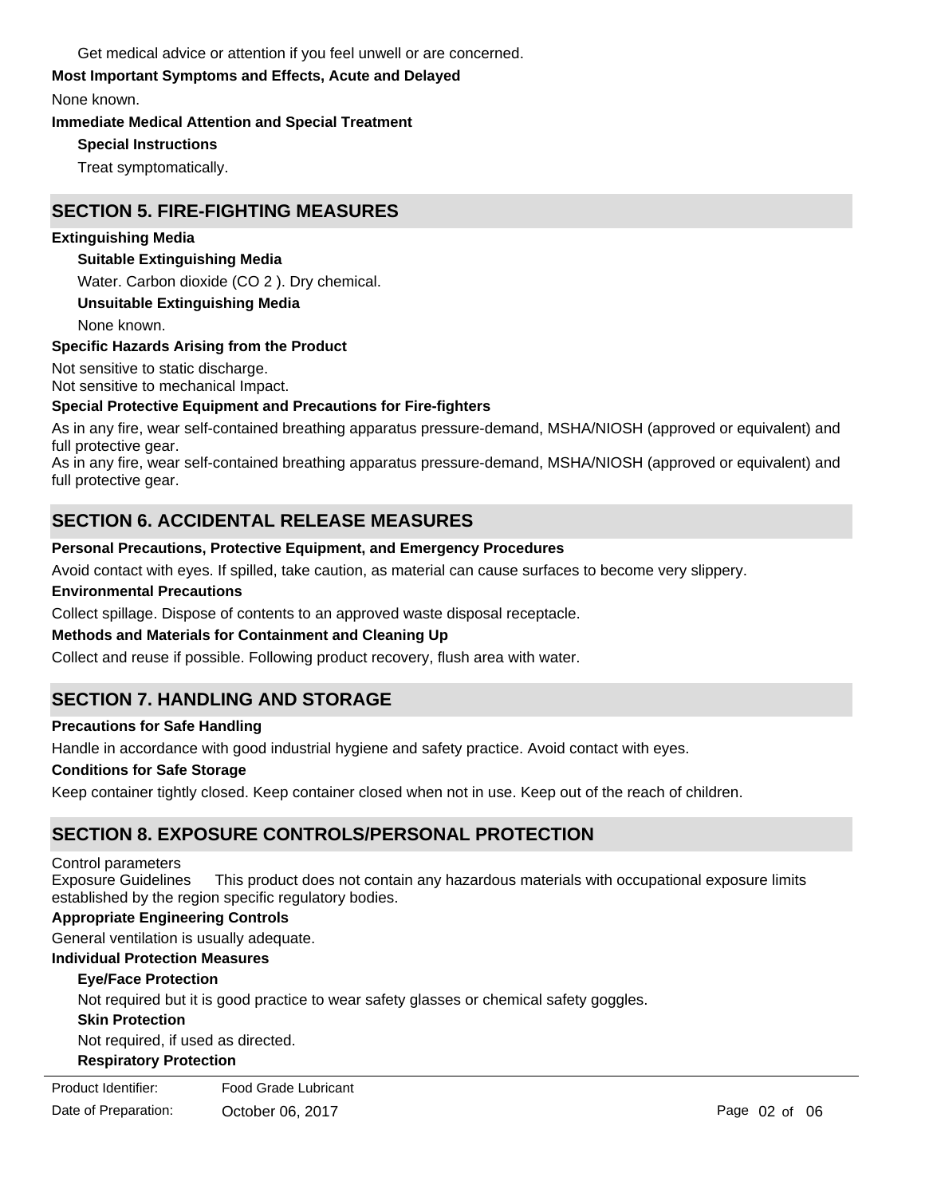Get medical advice or attention if you feel unwell or are concerned.

**Most Important Symptoms and Effects, Acute and Delayed**

None known.

**Immediate Medical Attention and Special Treatment**

**Special Instructions**

Treat symptomatically.

## SECTION 5. FIRE-FIGHTING MEASURES

**Extinguishing Media**

**Suitable Extinguishing Media**

Water. Carbon dioxide ($CO_2$). Dry chemical.

**Unsuitable Extinguishing Media**

None known.

**Specific Hazards Arising from the Product**

Not sensitive to static discharge.
Not sensitive to mechanical Impact.

**Special Protective Equipment and Precautions for Fire-fighters**

As in any fire, wear self-contained breathing apparatus pressure-demand, MSHA/NIOSH (approved or equivalent) and full protective gear.
As in any fire, wear self-contained breathing apparatus pressure-demand, MSHA/NIOSH (approved or equivalent) and full protective gear.

## SECTION 6. ACCIDENTAL RELEASE MEASURES

**Personal Precautions, Protective Equipment, and Emergency Procedures**

Avoid contact with eyes. If spilled, take caution, as material can cause surfaces to become very slippery.

**Environmental Precautions**

Collect spillage. Dispose of contents to an approved waste disposal receptacle.

**Methods and Materials for Containment and Cleaning Up**

Collect and reuse if possible. Following product recovery, flush area with water.

## SECTION 7. HANDLING AND STORAGE

**Precautions for Safe Handling**

Handle in accordance with good industrial hygiene and safety practice. Avoid contact with eyes.

**Conditions for Safe Storage**

Keep container tightly closed. Keep container closed when not in use. Keep out of the reach of children.

## SECTION 8. EXPOSURE CONTROLS/PERSONAL PROTECTION

Control parameters
Exposure Guidelines This product does not contain any hazardous materials with occupational exposure limits established by the region specific regulatory bodies.

**Appropriate Engineering Controls**

General ventilation is usually adequate.

**Individual Protection Measures**

**Eye/Face Protection**

Not required but it is good practice to wear safety glasses or chemical safety goggles.

**Skin Protection**

Not required, if used as directed.

**Respiratory Protection**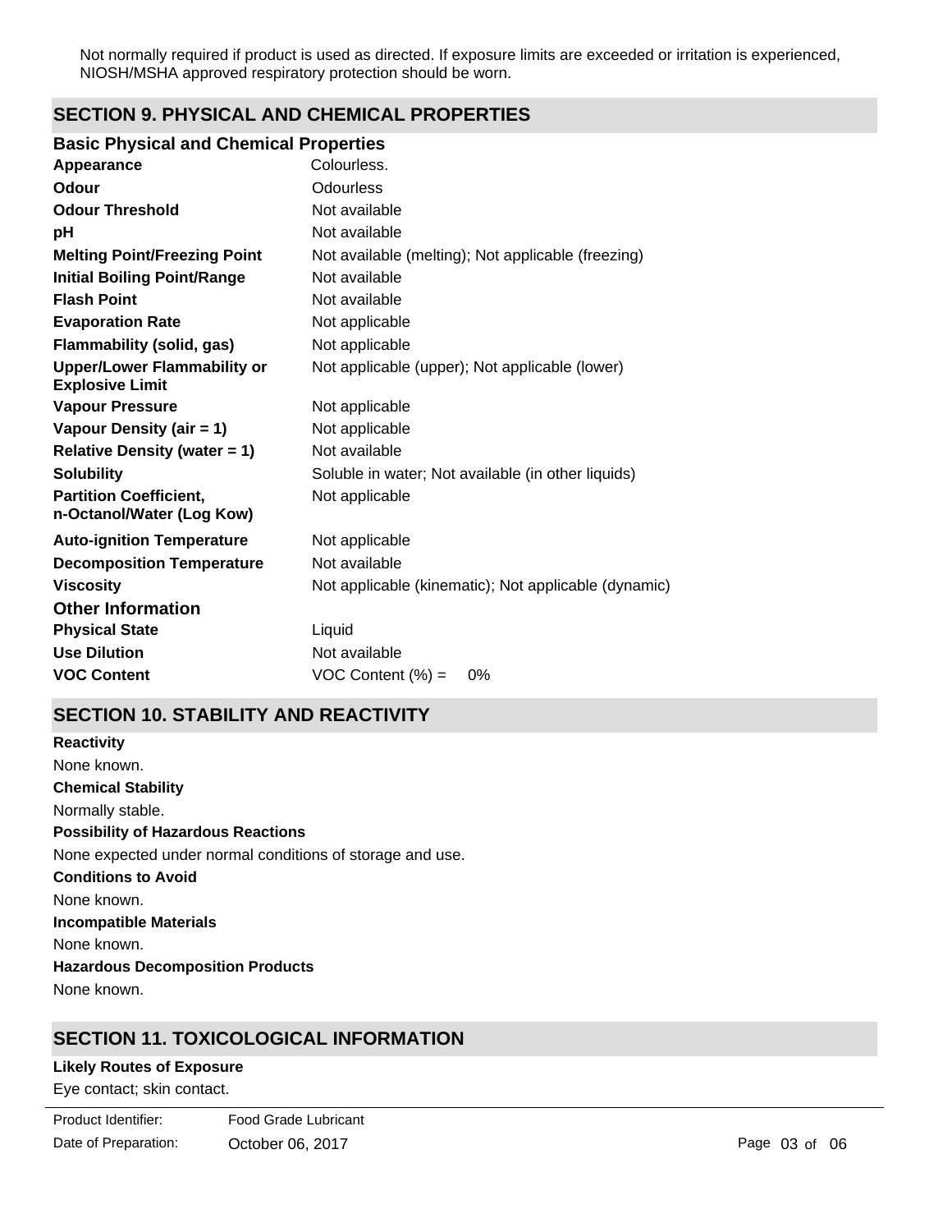Not normally required if product is used as directed. If exposure limits are exceeded or irritation is experienced, NIOSH/MSHA approved respiratory protection should be worn.

## SECTION 9. PHYSICAL AND CHEMICAL PROPERTIES

### Basic Physical and Chemical Properties

| | |
|---|---|
| **Appearance** | Colourless. |
| **Odour** | Odourless |
| **Odour Threshold** | Not available |
| **pH** | Not available |
| **Melting Point/Freezing Point** | Not available (melting); Not applicable (freezing) |
| **Initial Boiling Point/Range** | Not available |
| **Flash Point** | Not available |
| **Evaporation Rate** | Not applicable |
| **Flammability (solid, gas)** | Not applicable |
| **Upper/Lower Flammability or Explosive Limit** | Not applicable (upper); Not applicable (lower) |
| **Vapour Pressure** | Not applicable |
| **Vapour Density (air = 1)** | Not applicable |
| **Relative Density (water = 1)** | Not available |
| **Solubility** | Soluble in water; Not available (in other liquids) |
| **Partition Coefficient, n-Octanol/Water (Log Kow)** | Not applicable |
| **Auto-ignition Temperature** | Not applicable |
| **Decomposition Temperature** | Not available |
| **Viscosity** | Not applicable (kinematic); Not applicable (dynamic) |

### Other Information

| | |
|---|---|
| **Physical State** | Liquid |
| **Use Dilution** | Not available |
| **VOC Content** | VOC Content (%) = 0% |

## SECTION 10. STABILITY AND REACTIVITY

**Reactivity**

None known.

**Chemical Stability**

Normally stable.

**Possibility of Hazardous Reactions**

None expected under normal conditions of storage and use.

**Conditions to Avoid**

None known.

**Incompatible Materials**

None known.

**Hazardous Decomposition Products**

None known.

## SECTION 11. TOXICOLOGICAL INFORMATION

**Likely Routes of Exposure**

Eye contact; skin contact.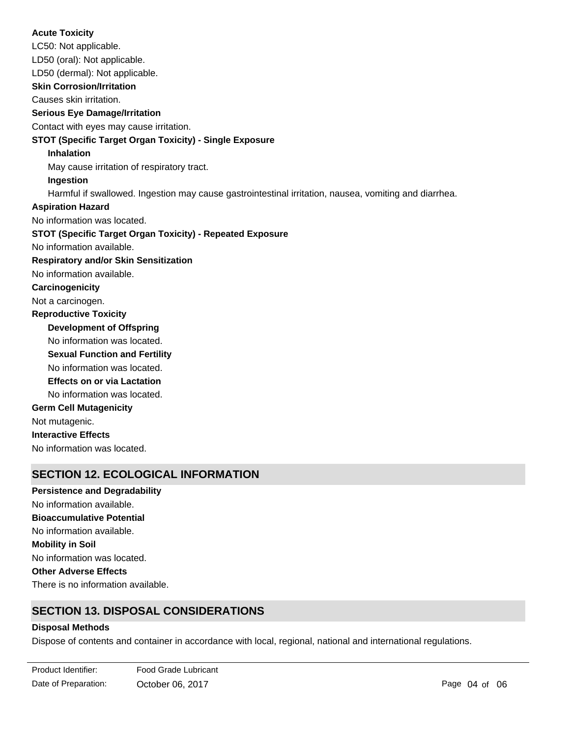**Acute Toxicity**

LC50: Not applicable.

LD50 (oral): Not applicable.

LD50 (dermal): Not applicable.

**Skin Corrosion/Irritation**

Causes skin irritation.

**Serious Eye Damage/Irritation**

Contact with eyes may cause irritation.

**STOT (Specific Target Organ Toxicity) - Single Exposure**

**Inhalation**

May cause irritation of respiratory tract.

**Ingestion**

Harmful if swallowed. Ingestion may cause gastrointestinal irritation, nausea, vomiting and diarrhea.

**Aspiration Hazard**

No information was located.

**STOT (Specific Target Organ Toxicity) - Repeated Exposure**

No information available.

**Respiratory and/or Skin Sensitization**

No information available.

**Carcinogenicity**

Not a carcinogen.

**Reproductive Toxicity**

**Development of Offspring**

No information was located.

**Sexual Function and Fertility**

No information was located.

**Effects on or via Lactation**

No information was located.

**Germ Cell Mutagenicity**

Not mutagenic.

**Interactive Effects**

No information was located.

## SECTION 12. ECOLOGICAL INFORMATION

**Persistence and Degradability**

No information available.

**Bioaccumulative Potential**

No information available.

**Mobility in Soil**

No information was located.

**Other Adverse Effects**

There is no information available.

## SECTION 13. DISPOSAL CONSIDERATIONS

**Disposal Methods**

Dispose of contents and container in accordance with local, regional, national and international regulations.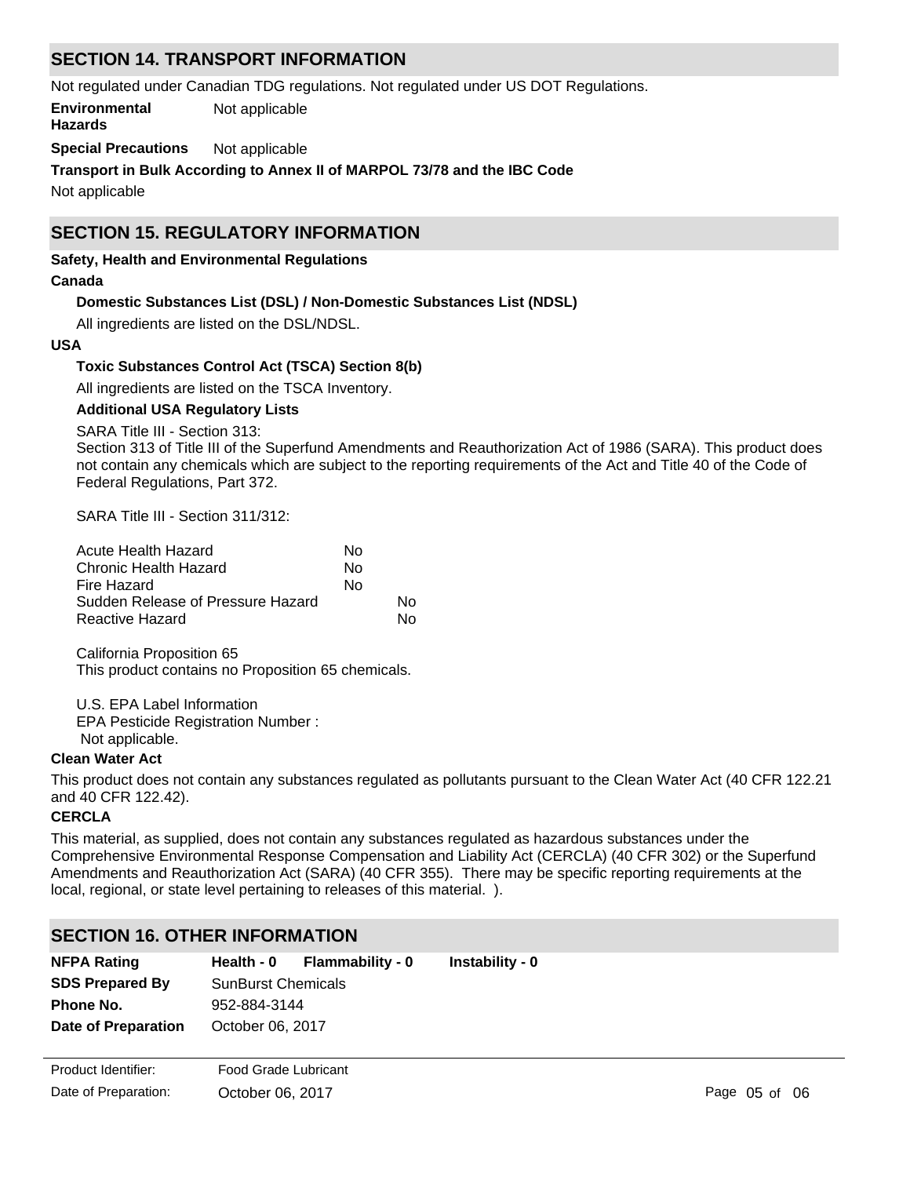## SECTION 14. TRANSPORT INFORMATION

Not regulated under Canadian TDG regulations. Not regulated under US DOT Regulations.

**Environmental Hazards** Not applicable

**Special Precautions** Not applicable

**Transport in Bulk According to Annex II of MARPOL 73/78 and the IBC Code**

Not applicable

## SECTION 15. REGULATORY INFORMATION

**Safety, Health and Environmental Regulations**

**Canada**

**Domestic Substances List (DSL) / Non-Domestic Substances List (NDSL)**

All ingredients are listed on the DSL/NDSL.

**USA**

**Toxic Substances Control Act (TSCA) Section 8(b)**

All ingredients are listed on the TSCA Inventory.

**Additional USA Regulatory Lists**

SARA Title III - Section 313:
Section 313 of Title III of the Superfund Amendments and Reauthorization Act of 1986 (SARA). This product does not contain any chemicals which are subject to the reporting requirements of the Act and Title 40 of the Code of Federal Regulations, Part 372.

SARA Title III - Section 311/312:

| | |
|---|---|
| Acute Health Hazard | No |
| Chronic Health Hazard | No |
| Fire Hazard | No |
| Sudden Release of Pressure Hazard | No |
| Reactive Hazard | No |

California Proposition 65
This product contains no Proposition 65 chemicals.

U.S. EPA Label Information
EPA Pesticide Registration Number :
Not applicable.

**Clean Water Act**

This product does not contain any substances regulated as pollutants pursuant to the Clean Water Act (40 CFR 122.21 and 40 CFR 122.42).

**CERCLA**

This material, as supplied, does not contain any substances regulated as hazardous substances under the Comprehensive Environmental Response Compensation and Liability Act (CERCLA) (40 CFR 302) or the Superfund Amendments and Reauthorization Act (SARA) (40 CFR 355). There may be specific reporting requirements at the local, regional, or state level pertaining to releases of this material. ).

## SECTION 16. OTHER INFORMATION

**NFPA Rating** **Health - 0** **Flammability - 0** **Instability - 0**

**SDS Prepared By** SunBurst Chemicals

**Phone No.** 952-884-3144

**Date of Preparation** October 06, 2017

Product Identifier: Food Grade Lubricant

Date of Preparation: October 06, 2017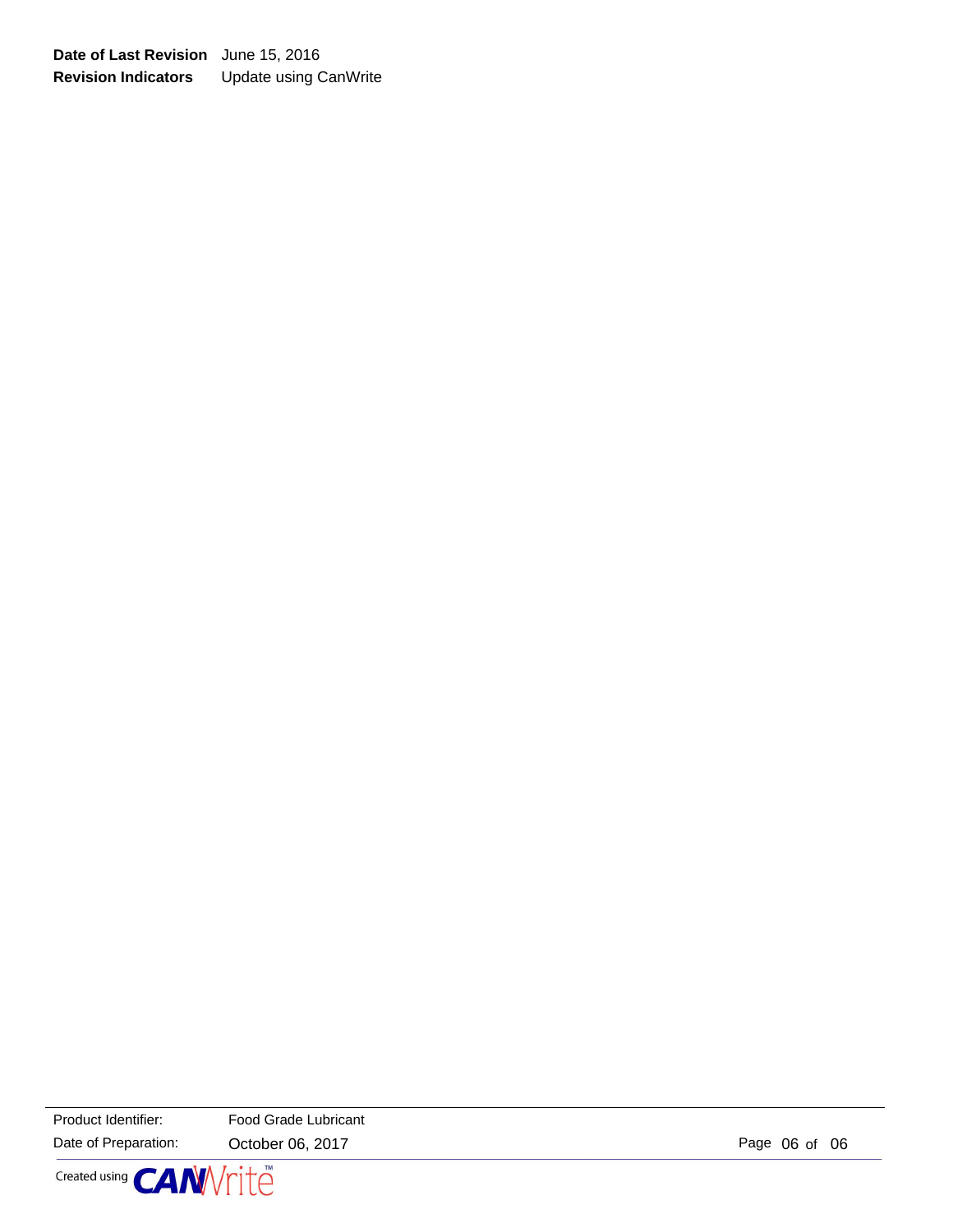**Date of Last Revision** June 15, 2016

**Revision Indicators** Update using CanWrite